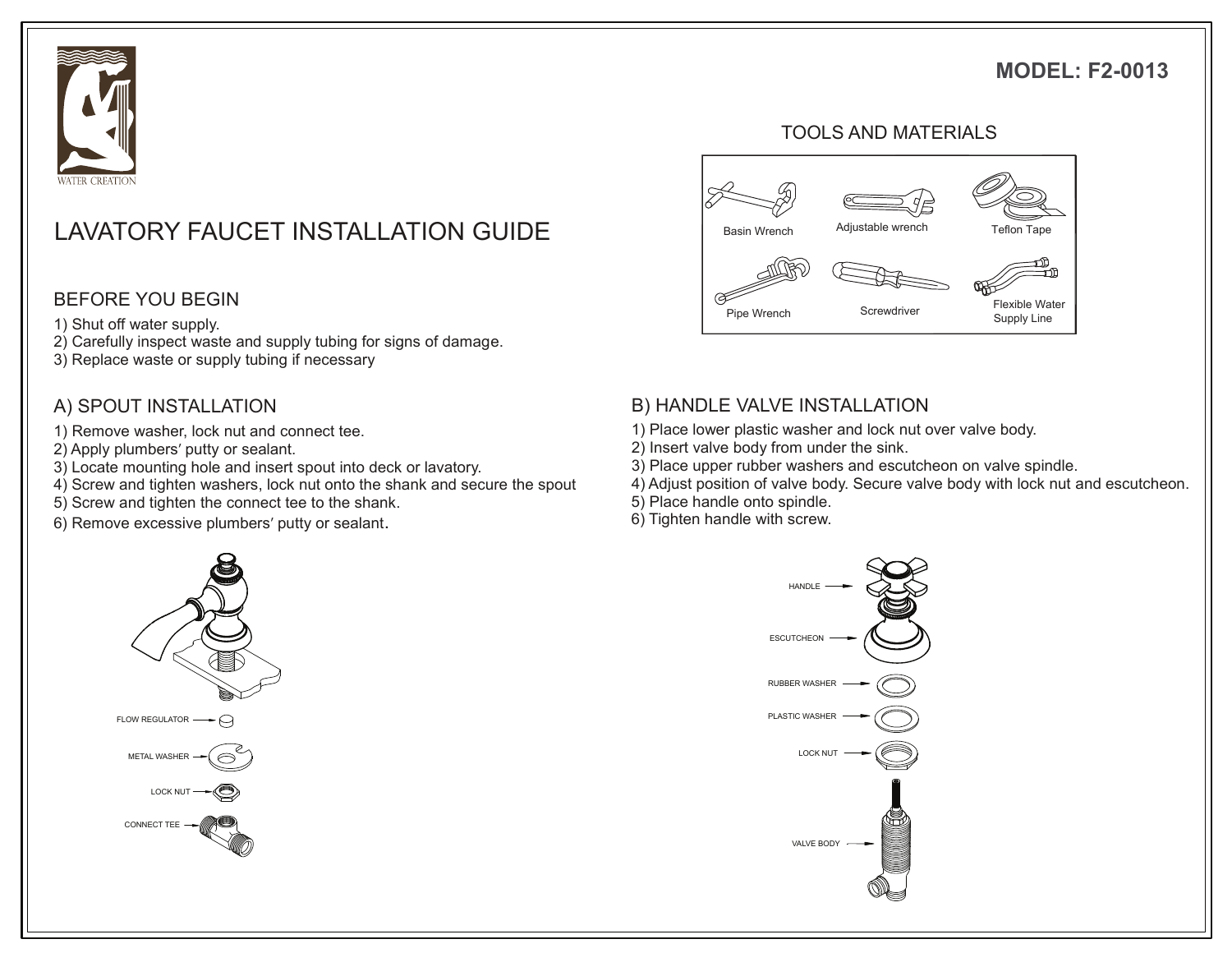WATER CREATION

**MODEL: F2-0013**

# LAVATORY FAUCET INSTALLATION GUIDE

## TOOLS AND MATERIALS

- Basin Wrench
- Adjustable wrench
- Teflon Tape
- Pipe Wrench
- Screwdriver
- Flexible Water Supply Line

## BEFORE YOU BEGIN

1) Shut off water supply.
2) Carefully inspect waste and supply tubing for signs of damage.
3) Replace waste or supply tubing if necessary

## A) SPOUT INSTALLATION

1) Remove washer, lock nut and connect tee.
2) Apply plumbers′ putty or sealant.
3) Locate mounting hole and insert spout into deck or lavatory.
4) Screw and tighten washers, lock nut onto the shank and secure the spout
5) Screw and tighten the connect tee to the shank.
6) Remove excessive plumbers′ putty or sealant.

FLOW REGULATOR

METAL WASHER

LOCK NUT

CONNECT TEE

## B) HANDLE VALVE INSTALLATION

1) Place lower plastic washer and lock nut over valve body.
2) Insert valve body from under the sink.
3) Place upper rubber washers and escutcheon on valve spindle.
4) Adjust position of valve body. Secure valve body with lock nut and escutcheon.
5) Place handle onto spindle.
6) Tighten handle with screw.

HANDLE

ESCUTCHEON

RUBBER WASHER

PLASTIC WASHER

LOCK NUT

VALVE BODY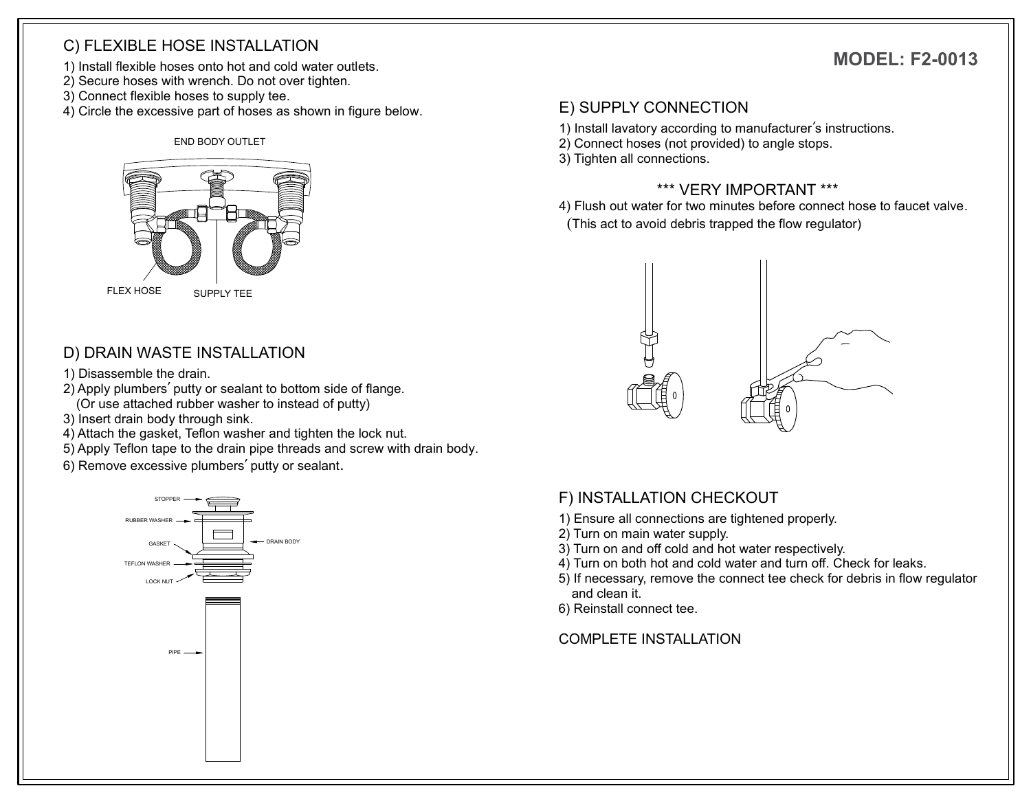**MODEL: F2-0013**

## C) FLEXIBLE HOSE INSTALLATION

1) Install flexible hoses onto hot and cold water outlets.
2) Secure hoses with wrench. Do not over tighten.
3) Connect flexible hoses to supply tee.
4) Circle the excessive part of hoses as shown in figure below.

END BODY OUTLET

FLEX HOSE

SUPPLY TEE

## D) DRAIN WASTE INSTALLATION

1) Disassemble the drain.
2) Apply plumbers' putty or sealant to bottom side of flange.
   (Or use attached rubber washer to instead of putty)
3) Insert drain body through sink.
4) Attach the gasket, Teflon washer and tighten the lock nut.
5) Apply Teflon tape to the drain pipe threads and screw with drain body.
6) Remove excessive plumbers' putty or sealant.

STOPPER

RUBBER WASHER

GASKET

TEFLON WASHER

LOCK NUT

DRAIN BODY

PIPE

## E) SUPPLY CONNECTION

1) Install lavatory according to manufacturer's instructions.
2) Connect hoses (not provided) to angle stops.
3) Tighten all connections.

\*\*\* VERY IMPORTANT \*\*\*

4) Flush out water for two minutes before connect hose to faucet valve.
   (This act to avoid debris trapped the flow regulator)

## F) INSTALLATION CHECKOUT

1) Ensure all connections are tightened properly.
2) Turn on main water supply.
3) Turn on and off cold and hot water respectively.
4) Turn on both hot and cold water and turn off. Check for leaks.
5) If necessary, remove the connect tee check for debris in flow regulator and clean it.
6) Reinstall connect tee.

COMPLETE INSTALLATION